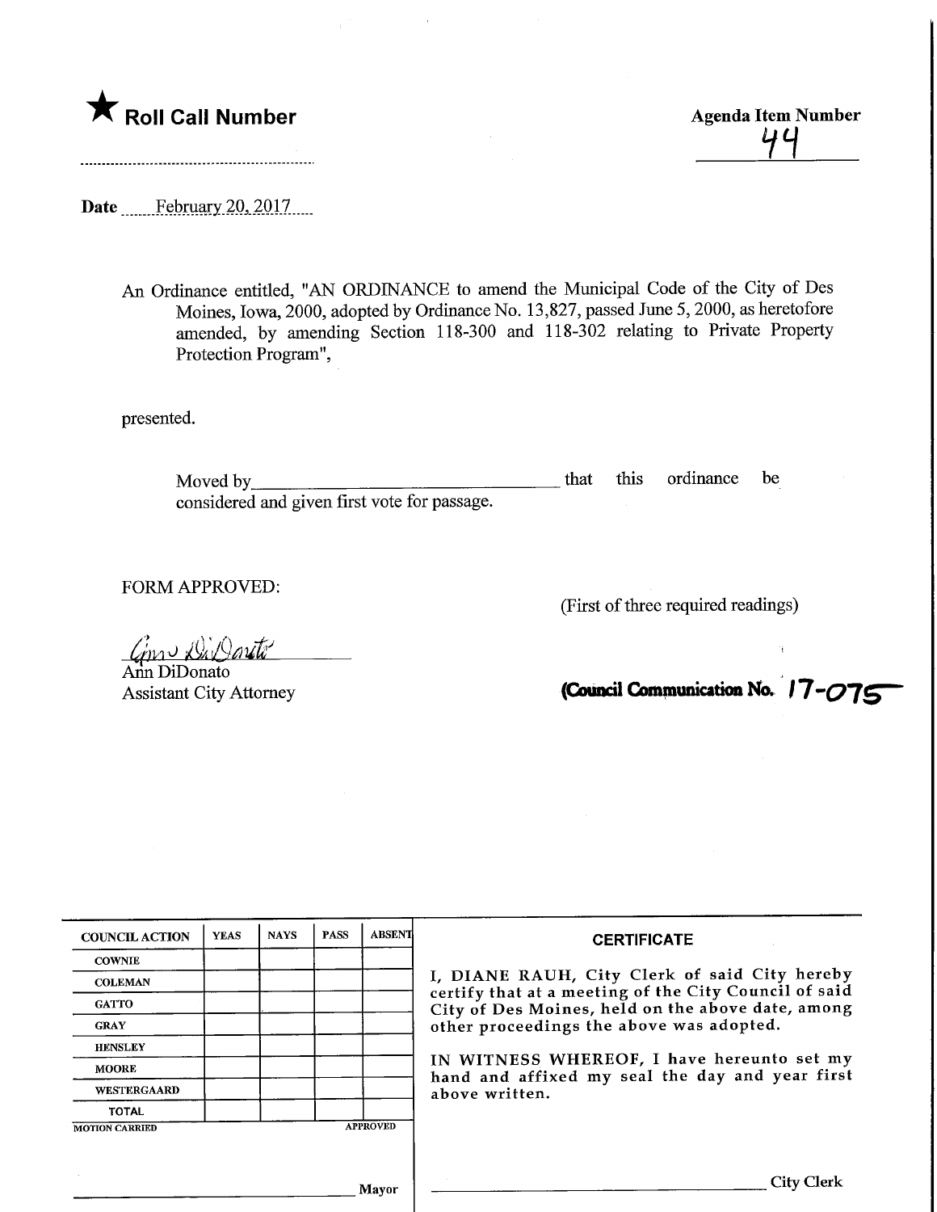★ **Roll Call Number**

..........................................................

**Agenda Item Number**

44

**Date** February 20, 2017

An Ordinance entitled, "AN ORDINANCE to amend the Municipal Code of the City of Des Moines, Iowa, 2000, adopted by Ordinance No. 13,827, passed June 5, 2000, as heretofore amended, by amending Section 118-300 and 118-302 relating to Private Property Protection Program",

presented.

Moved by________________________________ that this ordinance be considered and given first vote for passage.

FORM APPROVED:

(First of three required readings)

Ann DiDonato
Ann DiDonato
Assistant City Attorney

**(Council Communication No. 17-075**

| COUNCIL ACTION | YEAS | NAYS | PASS | ABSENT |
|---|---|---|---|---|
| COWNIE | | | | |
| COLEMAN | | | | |
| GATTO | | | | |
| GRAY | | | | |
| HENSLEY | | | | |
| MOORE | | | | |
| WESTERGAARD | | | | |
| TOTAL | | | | |

MOTION CARRIED APPROVED

________________________________ Mayor

**CERTIFICATE**

I, DIANE RAUH, City Clerk of said City hereby certify that at a meeting of the City Council of said City of Des Moines, held on the above date, among other proceedings the above was adopted.

IN WITNESS WHEREOF, I have hereunto set my hand and affixed my seal the day and year first above written.

________________________________ City Clerk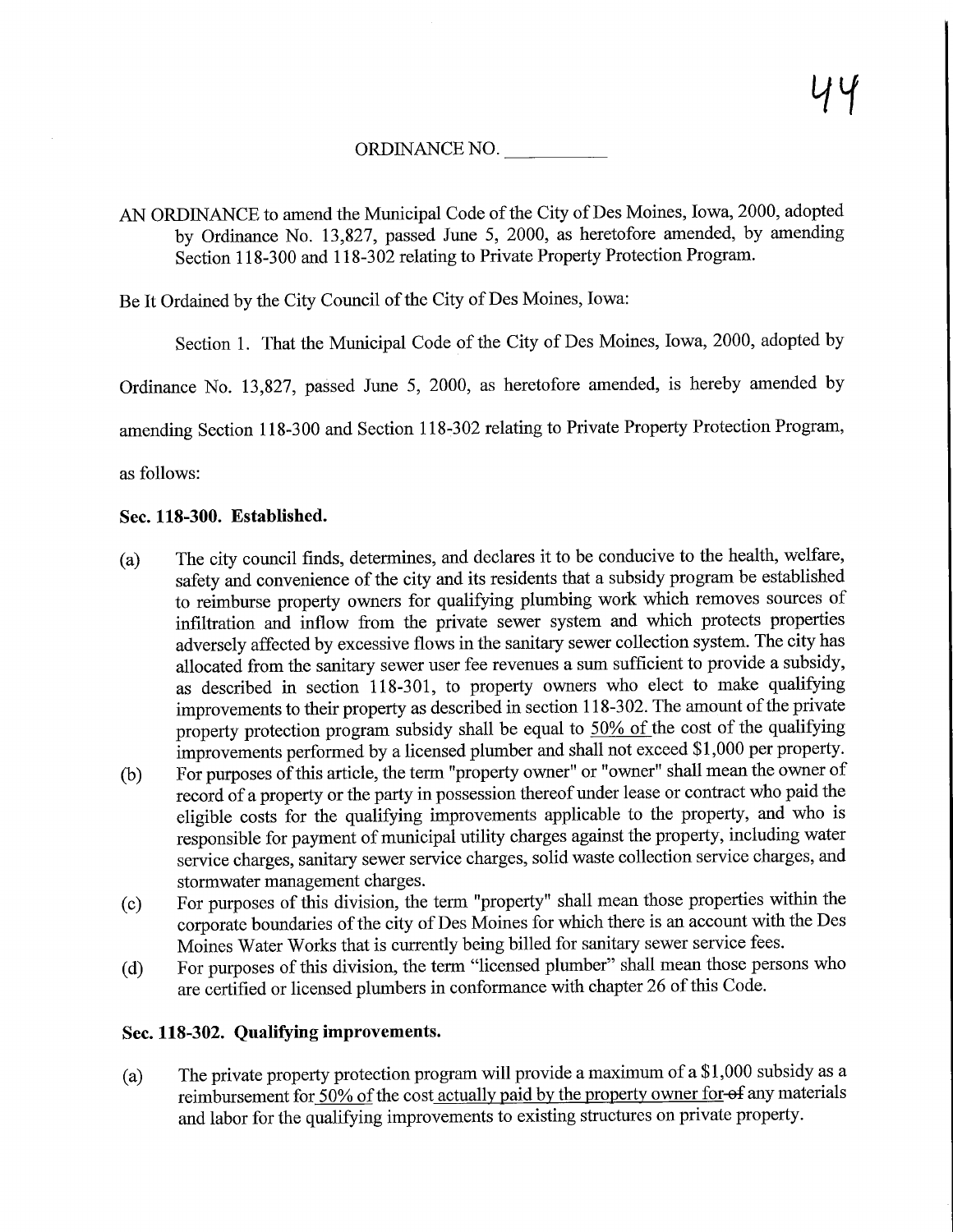ORDINANCE NO. __________

AN ORDINANCE to amend the Municipal Code of the City of Des Moines, Iowa, 2000, adopted by Ordinance No. 13,827, passed June 5, 2000, as heretofore amended, by amending Section 118-300 and 118-302 relating to Private Property Protection Program.

Be It Ordained by the City Council of the City of Des Moines, Iowa:

Section 1. That the Municipal Code of the City of Des Moines, Iowa, 2000, adopted by Ordinance No. 13,827, passed June 5, 2000, as heretofore amended, is hereby amended by amending Section 118-300 and Section 118-302 relating to Private Property Protection Program, as follows:

**Sec. 118-300. Established.**

(a) The city council finds, determines, and declares it to be conducive to the health, welfare, safety and convenience of the city and its residents that a subsidy program be established to reimburse property owners for qualifying plumbing work which removes sources of infiltration and inflow from the private sewer system and which protects properties adversely affected by excessive flows in the sanitary sewer collection system. The city has allocated from the sanitary sewer user fee revenues a sum sufficient to provide a subsidy, as described in section 118-301, to property owners who elect to make qualifying improvements to their property as described in section 118-302. The amount of the private property protection program subsidy shall be equal to <u>50% of</u> the cost of the qualifying improvements performed by a licensed plumber and shall not exceed $1,000 per property.

(b) For purposes of this article, the term "property owner" or "owner" shall mean the owner of record of a property or the party in possession thereof under lease or contract who paid the eligible costs for the qualifying improvements applicable to the property, and who is responsible for payment of municipal utility charges against the property, including water service charges, sanitary sewer service charges, solid waste collection service charges, and stormwater management charges.

(c) For purposes of this division, the term "property" shall mean those properties within the corporate boundaries of the city of Des Moines for which there is an account with the Des Moines Water Works that is currently being billed for sanitary sewer service fees.

(d) For purposes of this division, the term "licensed plumber" shall mean those persons who are certified or licensed plumbers in conformance with chapter 26 of this Code.

**Sec. 118-302. Qualifying improvements.**

(a) The private property protection program will provide a maximum of a $1,000 subsidy as a reimbursement for <u>50% of</u> the cost <u>actually paid by the property owner for</u> ~~of~~ any materials and labor for the qualifying improvements to existing structures on private property.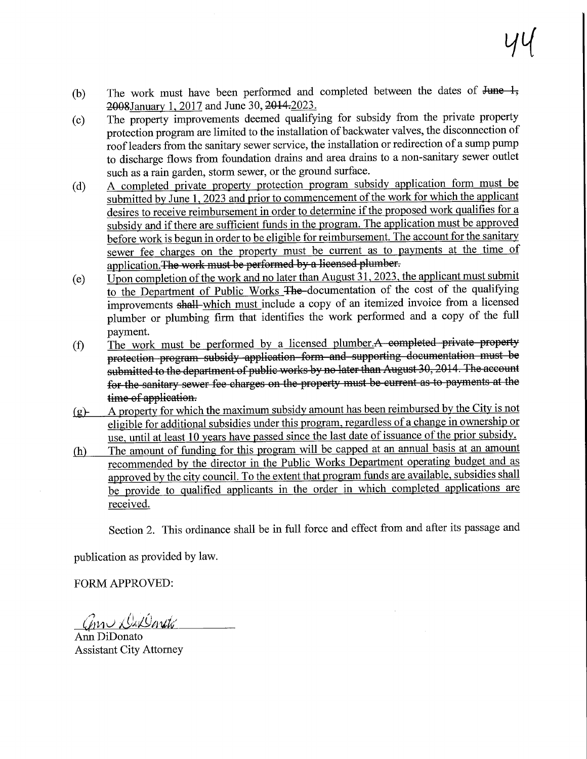(b) The work must have been performed and completed between the dates of ~~June 1, 2008~~January 1, 2017 and June 30, ~~2014.~~2023.

(c) The property improvements deemed qualifying for subsidy from the private property protection program are limited to the installation of backwater valves, the disconnection of roof leaders from the sanitary sewer service, the installation or redirection of a sump pump to discharge flows from foundation drains and area drains to a non-sanitary sewer outlet such as a rain garden, storm sewer, or the ground surface.

(d) A completed private property protection program subsidy application form must be submitted by June 1, 2023 and prior to commencement of the work for which the applicant desires to receive reimbursement in order to determine if the proposed work qualifies for a subsidy and if there are sufficient funds in the program. The application must be approved before work is begun in order to be eligible for reimbursement. The account for the sanitary sewer fee charges on the property must be current as to payments at the time of application.~~The work must be performed by a licensed plumber.~~

(e) Upon completion of the work and no later than August 31, 2023, the applicant must submit to the Department of Public Works ~~The~~ documentation of the cost of the qualifying improvements ~~shall~~ which must include a copy of an itemized invoice from a licensed plumber or plumbing firm that identifies the work performed and a copy of the full payment.

(f) The work must be performed by a licensed plumber.~~A completed private property protection program subsidy application form and supporting documentation must be submitted to the department of public works by no later than August 30, 2014. The account for the sanitary sewer fee charges on the property must be current as to payments at the time of application.~~

(g) A property for which the maximum subsidy amount has been reimbursed by the City is not eligible for additional subsidies under this program, regardless of a change in ownership or use, until at least 10 years have passed since the last date of issuance of the prior subsidy.

(h) The amount of funding for this program will be capped at an annual basis at an amount recommended by the director in the Public Works Department operating budget and as approved by the city council. To the extent that program funds are available, subsidies shall be provide to qualified applicants in the order in which completed applications are received.

Section 2. This ordinance shall be in full force and effect from and after its passage and publication as provided by law.

FORM APPROVED:

Ann DiDonato
Assistant City Attorney